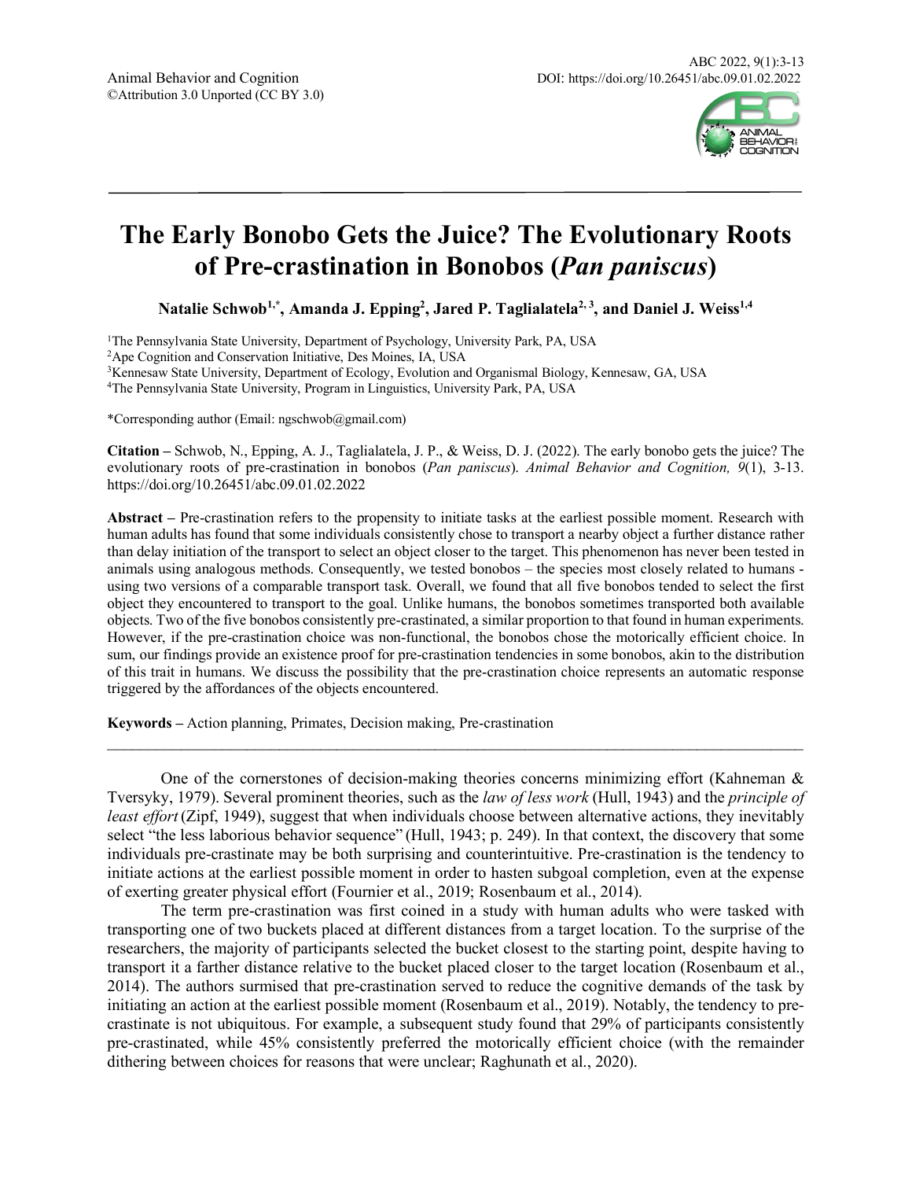Animal Behavior and Cognition
©Attribution 3.0 Unported (CC BY 3.0)

ABC 2022, 9(1):3-13
DOI: https://doi.org/10.26451/abc.09.01.02.2022

# The Early Bonobo Gets the Juice? The Evolutionary Roots of Pre-crastination in Bonobos (*Pan paniscus*)

**Natalie Schwob[1,*], Amanda J. Epping[2], Jared P. Taglialatela[2, 3], and Daniel J. Weiss[1,4]**

[1]The Pennsylvania State University, Department of Psychology, University Park, PA, USA
[2]Ape Cognition and Conservation Initiative, Des Moines, IA, USA
[3]Kennesaw State University, Department of Ecology, Evolution and Organismal Biology, Kennesaw, GA, USA
[4]The Pennsylvania State University, Program in Linguistics, University Park, PA, USA

*Corresponding author (Email: ngschwob@gmail.com)

**Citation –** Schwob, N., Epping, A. J., Taglialatela, J. P., & Weiss, D. J. (2022). The early bonobo gets the juice? The evolutionary roots of pre-crastination in bonobos (*Pan paniscus*). *Animal Behavior and Cognition, 9*(1), 3-13. https://doi.org/10.26451/abc.09.01.02.2022

**Abstract –** Pre-crastination refers to the propensity to initiate tasks at the earliest possible moment. Research with human adults has found that some individuals consistently chose to transport a nearby object a further distance rather than delay initiation of the transport to select an object closer to the target. This phenomenon has never been tested in animals using analogous methods. Consequently, we tested bonobos – the species most closely related to humans - using two versions of a comparable transport task. Overall, we found that all five bonobos tended to select the first object they encountered to transport to the goal. Unlike humans, the bonobos sometimes transported both available objects. Two of the five bonobos consistently pre-crastinated, a similar proportion to that found in human experiments. However, if the pre-crastination choice was non-functional, the bonobos chose the motorically efficient choice. In sum, our findings provide an existence proof for pre-crastination tendencies in some bonobos, akin to the distribution of this trait in humans. We discuss the possibility that the pre-crastination choice represents an automatic response triggered by the affordances of the objects encountered.

**Keywords –** Action planning, Primates, Decision making, Pre-crastination

---

One of the cornerstones of decision-making theories concerns minimizing effort (Kahneman & Tversyky, 1979). Several prominent theories, such as the *law of less work* (Hull, 1943) and the *principle of least effort* (Zipf, 1949), suggest that when individuals choose between alternative actions, they inevitably select "the less laborious behavior sequence" (Hull, 1943; p. 249). In that context, the discovery that some individuals pre-crastinate may be both surprising and counterintuitive. Pre-crastination is the tendency to initiate actions at the earliest possible moment in order to hasten subgoal completion, even at the expense of exerting greater physical effort (Fournier et al., 2019; Rosenbaum et al., 2014).

The term pre-crastination was first coined in a study with human adults who were tasked with transporting one of two buckets placed at different distances from a target location. To the surprise of the researchers, the majority of participants selected the bucket closest to the starting point, despite having to transport it a farther distance relative to the bucket placed closer to the target location (Rosenbaum et al., 2014). The authors surmised that pre-crastination served to reduce the cognitive demands of the task by initiating an action at the earliest possible moment (Rosenbaum et al., 2019). Notably, the tendency to pre-crastinate is not ubiquitous. For example, a subsequent study found that 29% of participants consistently pre-crastinated, while 45% consistently preferred the motorically efficient choice (with the remainder dithering between choices for reasons that were unclear; Raghunath et al., 2020).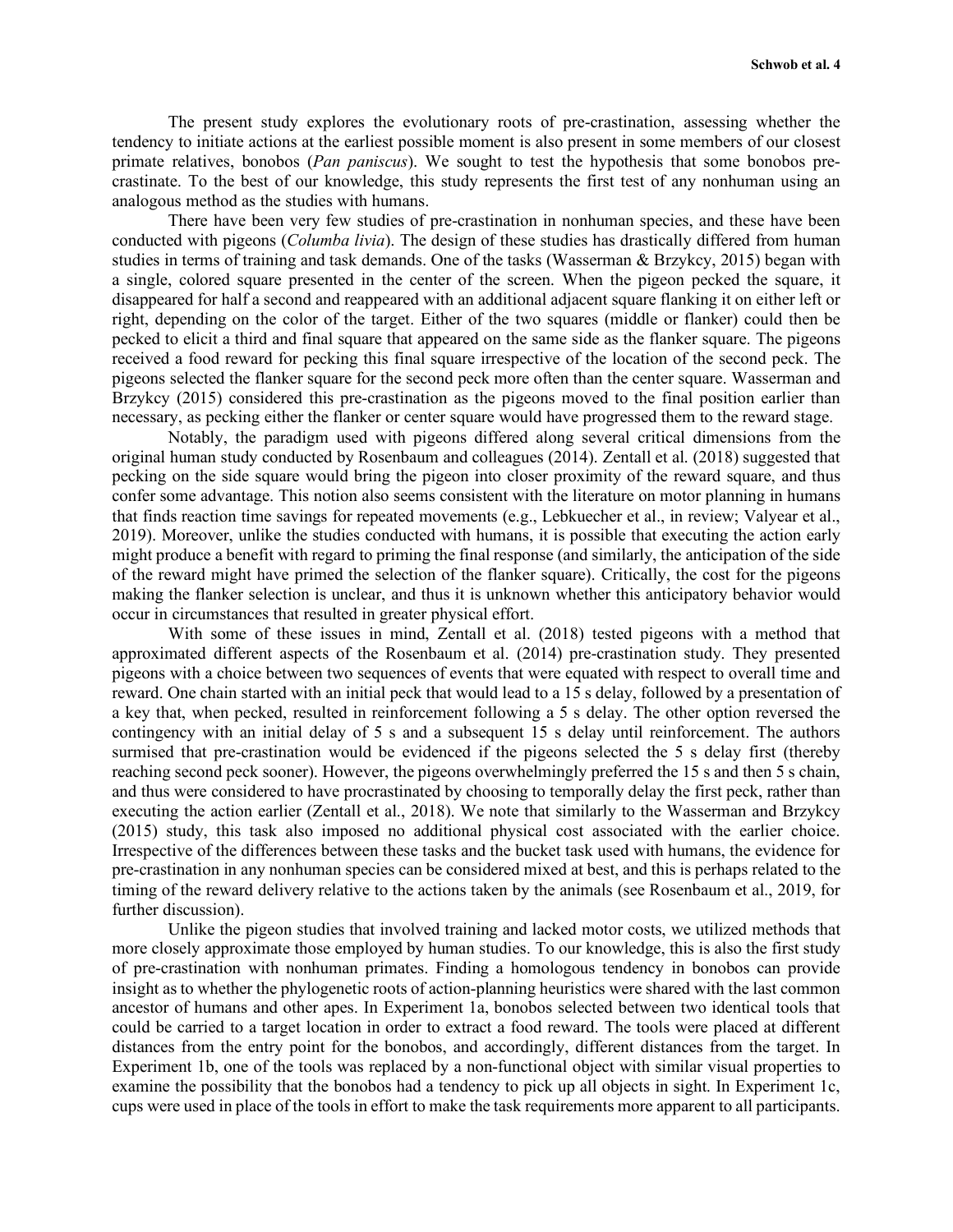The present study explores the evolutionary roots of pre-crastination, assessing whether the tendency to initiate actions at the earliest possible moment is also present in some members of our closest primate relatives, bonobos (*Pan paniscus*). We sought to test the hypothesis that some bonobos pre-crastinate. To the best of our knowledge, this study represents the first test of any nonhuman using an analogous method as the studies with humans.

There have been very few studies of pre-crastination in nonhuman species, and these have been conducted with pigeons (*Columba livia*). The design of these studies has drastically differed from human studies in terms of training and task demands. One of the tasks (Wasserman & Brzykcy, 2015) began with a single, colored square presented in the center of the screen. When the pigeon pecked the square, it disappeared for half a second and reappeared with an additional adjacent square flanking it on either left or right, depending on the color of the target. Either of the two squares (middle or flanker) could then be pecked to elicit a third and final square that appeared on the same side as the flanker square. The pigeons received a food reward for pecking this final square irrespective of the location of the second peck. The pigeons selected the flanker square for the second peck more often than the center square. Wasserman and Brzykcy (2015) considered this pre-crastination as the pigeons moved to the final position earlier than necessary, as pecking either the flanker or center square would have progressed them to the reward stage.

Notably, the paradigm used with pigeons differed along several critical dimensions from the original human study conducted by Rosenbaum and colleagues (2014). Zentall et al. (2018) suggested that pecking on the side square would bring the pigeon into closer proximity of the reward square, and thus confer some advantage. This notion also seems consistent with the literature on motor planning in humans that finds reaction time savings for repeated movements (e.g., Lebkuecher et al., in review; Valyear et al., 2019). Moreover, unlike the studies conducted with humans, it is possible that executing the action early might produce a benefit with regard to priming the final response (and similarly, the anticipation of the side of the reward might have primed the selection of the flanker square). Critically, the cost for the pigeons making the flanker selection is unclear, and thus it is unknown whether this anticipatory behavior would occur in circumstances that resulted in greater physical effort.

With some of these issues in mind, Zentall et al. (2018) tested pigeons with a method that approximated different aspects of the Rosenbaum et al. (2014) pre-crastination study. They presented pigeons with a choice between two sequences of events that were equated with respect to overall time and reward. One chain started with an initial peck that would lead to a 15 s delay, followed by a presentation of a key that, when pecked, resulted in reinforcement following a 5 s delay. The other option reversed the contingency with an initial delay of 5 s and a subsequent 15 s delay until reinforcement. The authors surmised that pre-crastination would be evidenced if the pigeons selected the 5 s delay first (thereby reaching second peck sooner). However, the pigeons overwhelmingly preferred the 15 s and then 5 s chain, and thus were considered to have procrastinated by choosing to temporally delay the first peck, rather than executing the action earlier (Zentall et al., 2018). We note that similarly to the Wasserman and Brzykcy (2015) study, this task also imposed no additional physical cost associated with the earlier choice. Irrespective of the differences between these tasks and the bucket task used with humans, the evidence for pre-crastination in any nonhuman species can be considered mixed at best, and this is perhaps related to the timing of the reward delivery relative to the actions taken by the animals (see Rosenbaum et al., 2019, for further discussion).

Unlike the pigeon studies that involved training and lacked motor costs, we utilized methods that more closely approximate those employed by human studies. To our knowledge, this is also the first study of pre-crastination with nonhuman primates. Finding a homologous tendency in bonobos can provide insight as to whether the phylogenetic roots of action-planning heuristics were shared with the last common ancestor of humans and other apes. In Experiment 1a, bonobos selected between two identical tools that could be carried to a target location in order to extract a food reward. The tools were placed at different distances from the entry point for the bonobos, and accordingly, different distances from the target. In Experiment 1b, one of the tools was replaced by a non-functional object with similar visual properties to examine the possibility that the bonobos had a tendency to pick up all objects in sight. In Experiment 1c, cups were used in place of the tools in effort to make the task requirements more apparent to all participants.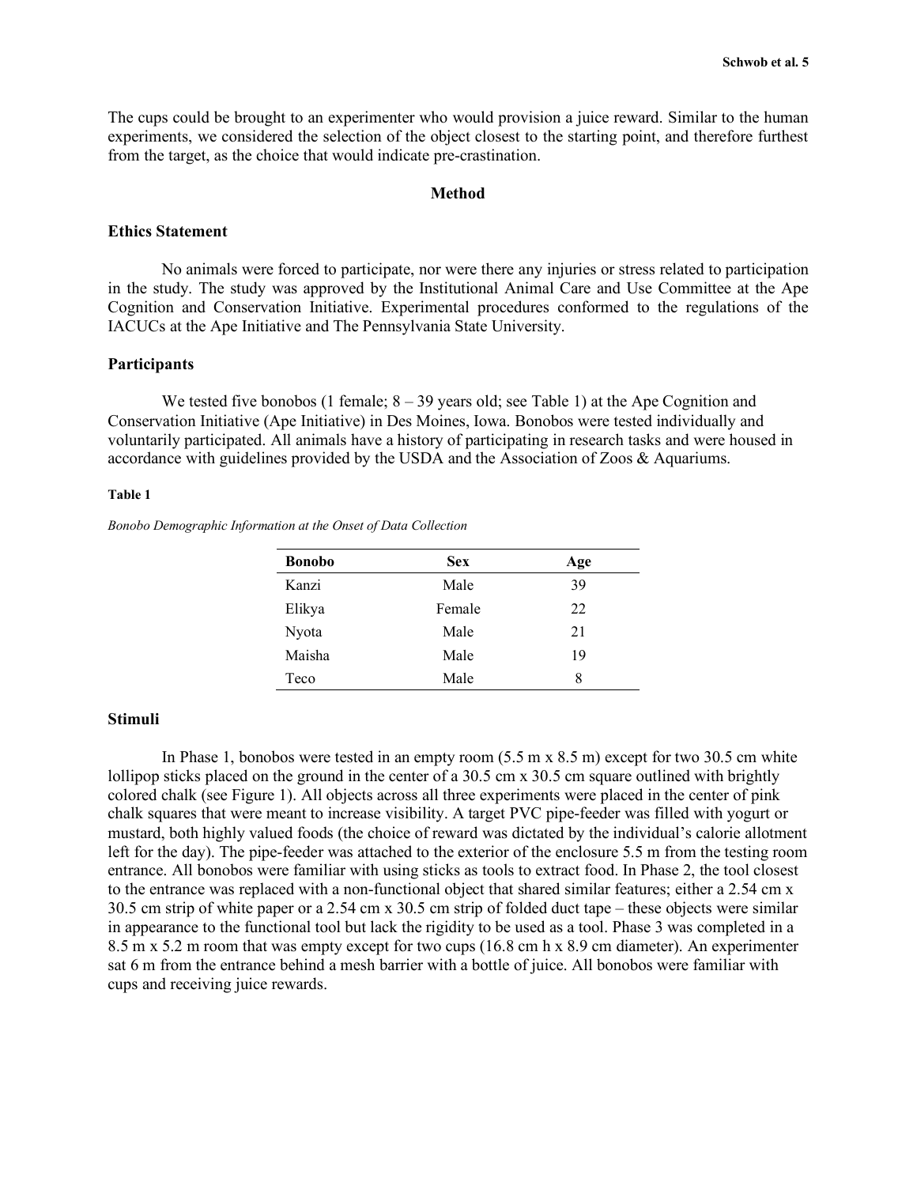The cups could be brought to an experimenter who would provision a juice reward. Similar to the human experiments, we considered the selection of the object closest to the starting point, and therefore furthest from the target, as the choice that would indicate pre-crastination.

## Method

### Ethics Statement

No animals were forced to participate, nor were there any injuries or stress related to participation in the study. The study was approved by the Institutional Animal Care and Use Committee at the Ape Cognition and Conservation Initiative. Experimental procedures conformed to the regulations of the IACUCs at the Ape Initiative and The Pennsylvania State University.

### Participants

We tested five bonobos (1 female; 8 – 39 years old; see Table 1) at the Ape Cognition and Conservation Initiative (Ape Initiative) in Des Moines, Iowa. Bonobos were tested individually and voluntarily participated. All animals have a history of participating in research tasks and were housed in accordance with guidelines provided by the USDA and the Association of Zoos & Aquariums.

**Table 1**

*Bonobo Demographic Information at the Onset of Data Collection*

| Bonobo | Sex | Age |
|---|---|---|
| Kanzi | Male | 39 |
| Elikya | Female | 22 |
| Nyota | Male | 21 |
| Maisha | Male | 19 |
| Teco | Male | 8 |

### Stimuli

In Phase 1, bonobos were tested in an empty room (5.5 m x 8.5 m) except for two 30.5 cm white lollipop sticks placed on the ground in the center of a 30.5 cm x 30.5 cm square outlined with brightly colored chalk (see Figure 1). All objects across all three experiments were placed in the center of pink chalk squares that were meant to increase visibility. A target PVC pipe-feeder was filled with yogurt or mustard, both highly valued foods (the choice of reward was dictated by the individual's calorie allotment left for the day). The pipe-feeder was attached to the exterior of the enclosure 5.5 m from the testing room entrance. All bonobos were familiar with using sticks as tools to extract food. In Phase 2, the tool closest to the entrance was replaced with a non-functional object that shared similar features; either a 2.54 cm x 30.5 cm strip of white paper or a 2.54 cm x 30.5 cm strip of folded duct tape – these objects were similar in appearance to the functional tool but lack the rigidity to be used as a tool. Phase 3 was completed in a 8.5 m x 5.2 m room that was empty except for two cups (16.8 cm h x 8.9 cm diameter). An experimenter sat 6 m from the entrance behind a mesh barrier with a bottle of juice. All bonobos were familiar with cups and receiving juice rewards.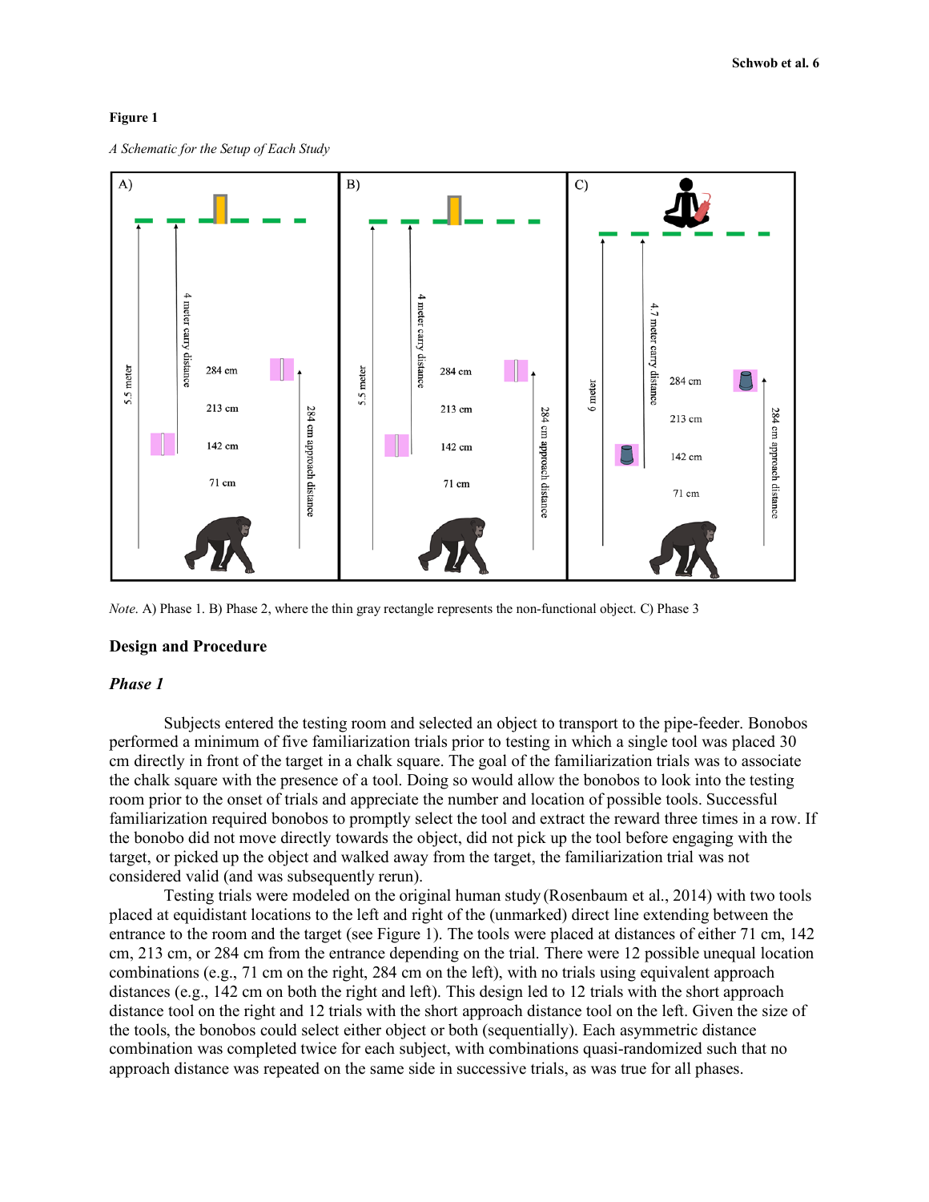**Figure 1**

*A Schematic for the Setup of Each Study*

*Note.* A) Phase 1. B) Phase 2, where the thin gray rectangle represents the non-functional object. C) Phase 3

## Design and Procedure

### *Phase 1*

Subjects entered the testing room and selected an object to transport to the pipe-feeder. Bonobos performed a minimum of five familiarization trials prior to testing in which a single tool was placed 30 cm directly in front of the target in a chalk square. The goal of the familiarization trials was to associate the chalk square with the presence of a tool. Doing so would allow the bonobos to look into the testing room prior to the onset of trials and appreciate the number and location of possible tools. Successful familiarization required bonobos to promptly select the tool and extract the reward three times in a row. If the bonobo did not move directly towards the object, did not pick up the tool before engaging with the target, or picked up the object and walked away from the target, the familiarization trial was not considered valid (and was subsequently rerun).

Testing trials were modeled on the original human study (Rosenbaum et al., 2014) with two tools placed at equidistant locations to the left and right of the (unmarked) direct line extending between the entrance to the room and the target (see Figure 1). The tools were placed at distances of either 71 cm, 142 cm, 213 cm, or 284 cm from the entrance depending on the trial. There were 12 possible unequal location combinations (e.g., 71 cm on the right, 284 cm on the left), with no trials using equivalent approach distances (e.g., 142 cm on both the right and left). This design led to 12 trials with the short approach distance tool on the right and 12 trials with the short approach distance tool on the left. Given the size of the tools, the bonobos could select either object or both (sequentially). Each asymmetric distance combination was completed twice for each subject, with combinations quasi-randomized such that no approach distance was repeated on the same side in successive trials, as was true for all phases.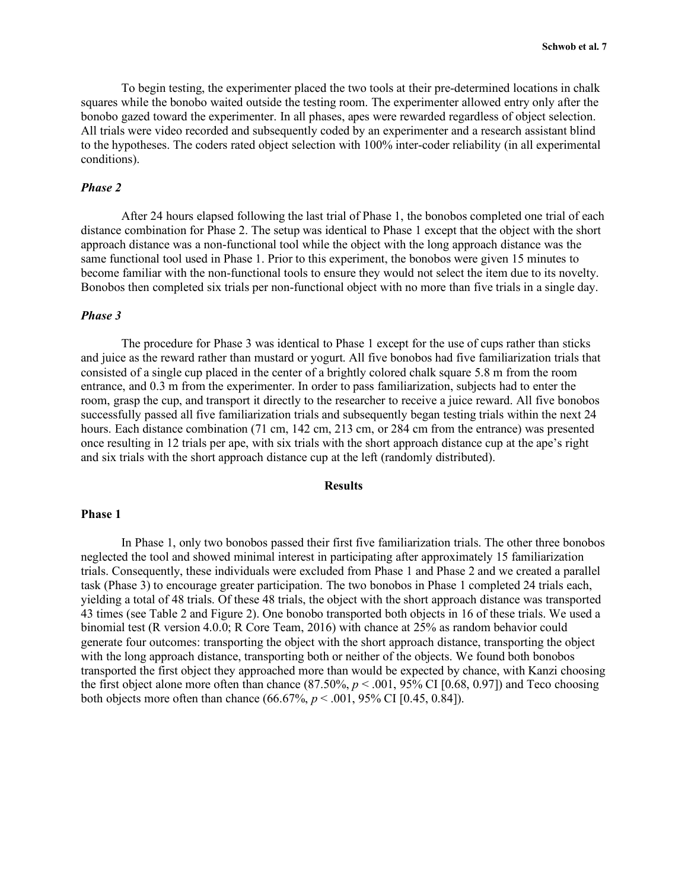To begin testing, the experimenter placed the two tools at their pre-determined locations in chalk squares while the bonobo waited outside the testing room. The experimenter allowed entry only after the bonobo gazed toward the experimenter. In all phases, apes were rewarded regardless of object selection. All trials were video recorded and subsequently coded by an experimenter and a research assistant blind to the hypotheses. The coders rated object selection with 100% inter-coder reliability (in all experimental conditions).

### *Phase 2*

After 24 hours elapsed following the last trial of Phase 1, the bonobos completed one trial of each distance combination for Phase 2. The setup was identical to Phase 1 except that the object with the short approach distance was a non-functional tool while the object with the long approach distance was the same functional tool used in Phase 1. Prior to this experiment, the bonobos were given 15 minutes to become familiar with the non-functional tools to ensure they would not select the item due to its novelty. Bonobos then completed six trials per non-functional object with no more than five trials in a single day.

### *Phase 3*

The procedure for Phase 3 was identical to Phase 1 except for the use of cups rather than sticks and juice as the reward rather than mustard or yogurt. All five bonobos had five familiarization trials that consisted of a single cup placed in the center of a brightly colored chalk square 5.8 m from the room entrance, and 0.3 m from the experimenter. In order to pass familiarization, subjects had to enter the room, grasp the cup, and transport it directly to the researcher to receive a juice reward. All five bonobos successfully passed all five familiarization trials and subsequently began testing trials within the next 24 hours. Each distance combination (71 cm, 142 cm, 213 cm, or 284 cm from the entrance) was presented once resulting in 12 trials per ape, with six trials with the short approach distance cup at the ape's right and six trials with the short approach distance cup at the left (randomly distributed).

## Results

### Phase 1

In Phase 1, only two bonobos passed their first five familiarization trials. The other three bonobos neglected the tool and showed minimal interest in participating after approximately 15 familiarization trials. Consequently, these individuals were excluded from Phase 1 and Phase 2 and we created a parallel task (Phase 3) to encourage greater participation. The two bonobos in Phase 1 completed 24 trials each, yielding a total of 48 trials. Of these 48 trials, the object with the short approach distance was transported 43 times (see Table 2 and Figure 2). One bonobo transported both objects in 16 of these trials. We used a binomial test (R version 4.0.0; R Core Team, 2016) with chance at 25% as random behavior could generate four outcomes: transporting the object with the short approach distance, transporting the object with the long approach distance, transporting both or neither of the objects. We found both bonobos transported the first object they approached more than would be expected by chance, with Kanzi choosing the first object alone more often than chance (87.50%, $p < .001$, 95% CI [0.68, 0.97]) and Teco choosing both objects more often than chance (66.67%, $p < .001$, 95% CI [0.45, 0.84]).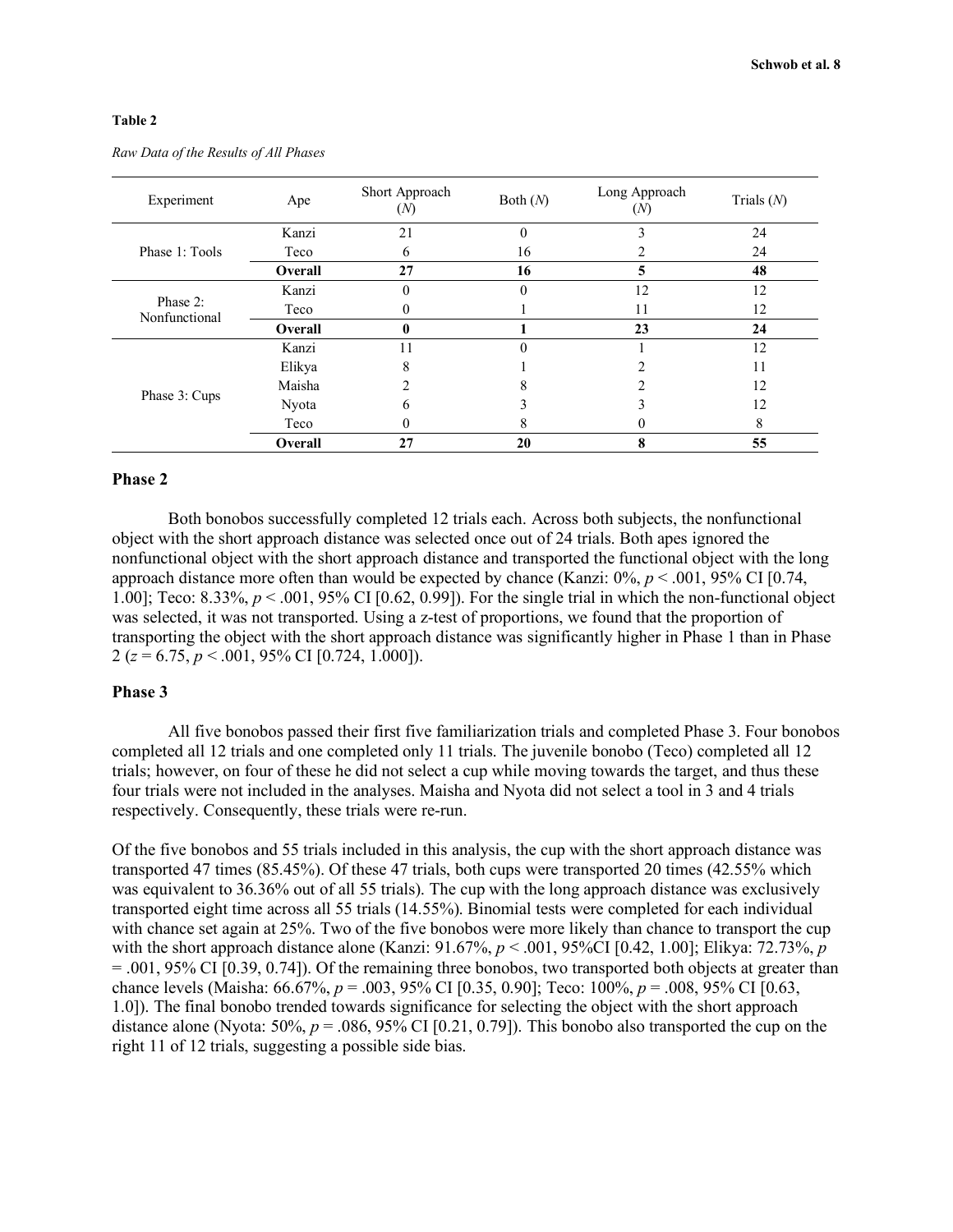**Table 2**

*Raw Data of the Results of All Phases*

| Experiment | Ape | Short Approach (*N*) | Both (*N*) | Long Approach (*N*) | Trials (*N*) |
|---|---|---|---|---|---|
| Phase 1: Tools | Kanzi | 21 | 0 | 3 | 24 |
| | Teco | 6 | 16 | 2 | 24 |
| | **Overall** | **27** | **16** | **5** | **48** |
| Phase 2: Nonfunctional | Kanzi | 0 | 0 | 12 | 12 |
| | Teco | 0 | 1 | 11 | 12 |
| | **Overall** | **0** | **1** | **23** | **24** |
| Phase 3: Cups | Kanzi | 11 | 0 | 1 | 12 |
| | Elikya | 8 | 1 | 2 | 11 |
| | Maisha | 2 | 8 | 2 | 12 |
| | Nyota | 6 | 3 | 3 | 12 |
| | Teco | 0 | 8 | 0 | 8 |
| | **Overall** | **27** | **20** | **8** | **55** |

### Phase 2

Both bonobos successfully completed 12 trials each. Across both subjects, the nonfunctional object with the short approach distance was selected once out of 24 trials. Both apes ignored the nonfunctional object with the short approach distance and transported the functional object with the long approach distance more often than would be expected by chance (Kanzi: 0%, $p < .001$, 95% CI [0.74, 1.00]; Teco: 8.33%, $p < .001$, 95% CI [0.62, 0.99]). For the single trial in which the non-functional object was selected, it was not transported. Using a z-test of proportions, we found that the proportion of transporting the object with the short approach distance was significantly higher in Phase 1 than in Phase 2 ($z = 6.75$, $p < .001$, 95% CI [0.724, 1.000]).

### Phase 3

All five bonobos passed their first five familiarization trials and completed Phase 3. Four bonobos completed all 12 trials and one completed only 11 trials. The juvenile bonobo (Teco) completed all 12 trials; however, on four of these he did not select a cup while moving towards the target, and thus these four trials were not included in the analyses. Maisha and Nyota did not select a tool in 3 and 4 trials respectively. Consequently, these trials were re-run.

Of the five bonobos and 55 trials included in this analysis, the cup with the short approach distance was transported 47 times (85.45%). Of these 47 trials, both cups were transported 20 times (42.55% which was equivalent to 36.36% out of all 55 trials). The cup with the long approach distance was exclusively transported eight time across all 55 trials (14.55%). Binomial tests were completed for each individual with chance set again at 25%. Two of the five bonobos were more likely than chance to transport the cup with the short approach distance alone (Kanzi: 91.67%, $p < .001$, 95%CI [0.42, 1.00]; Elikya: 72.73%, $p = .001$, 95% CI [0.39, 0.74]). Of the remaining three bonobos, two transported both objects at greater than chance levels (Maisha: 66.67%, $p = .003$, 95% CI [0.35, 0.90]; Teco: 100%, $p = .008$, 95% CI [0.63, 1.0]). The final bonobo trended towards significance for selecting the object with the short approach distance alone (Nyota: 50%, $p = .086$, 95% CI [0.21, 0.79]). This bonobo also transported the cup on the right 11 of 12 trials, suggesting a possible side bias.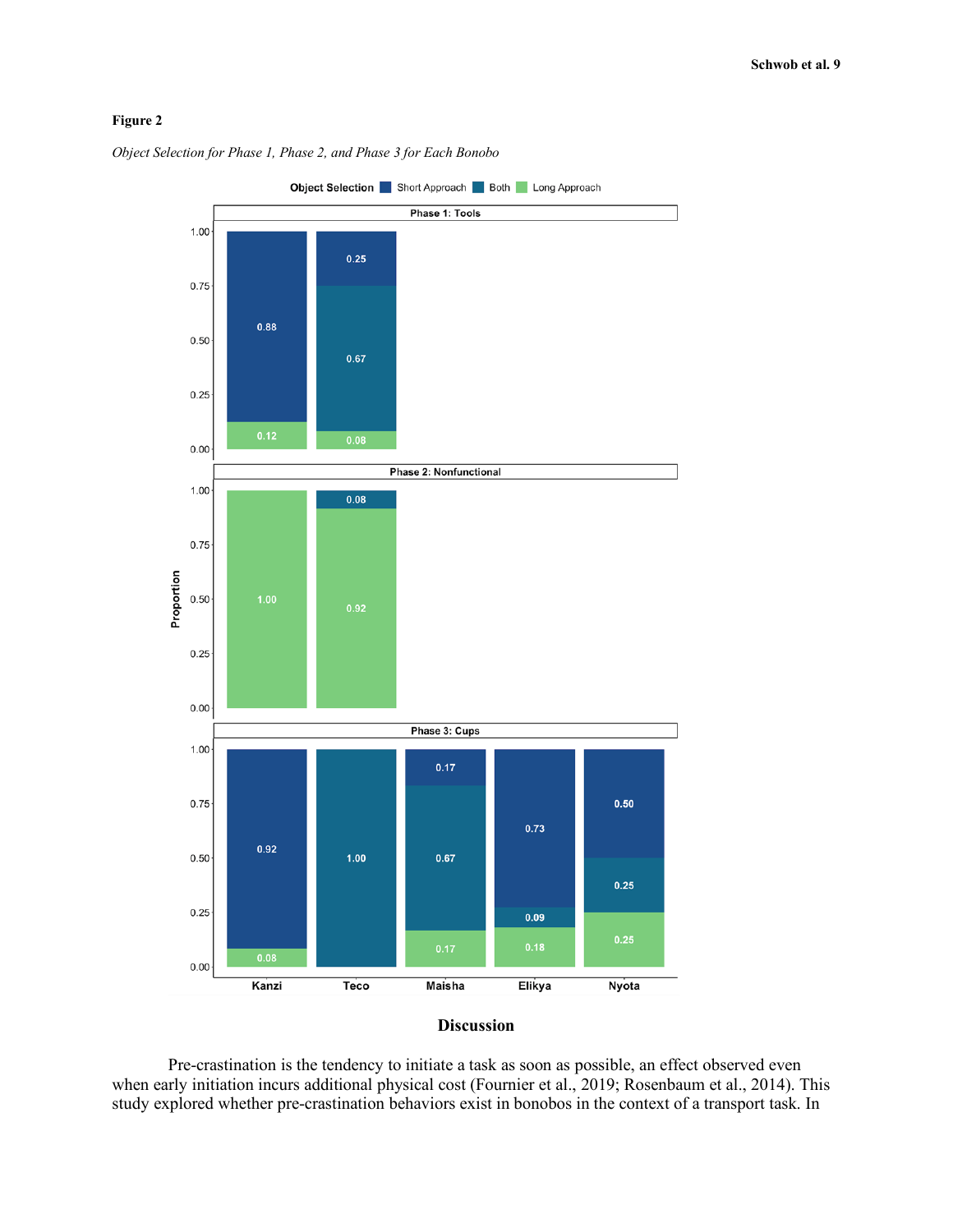**Figure 2**

*Object Selection for Phase 1, Phase 2, and Phase 3 for Each Bonobo*

## Discussion

Pre-crastination is the tendency to initiate a task as soon as possible, an effect observed even when early initiation incurs additional physical cost (Fournier et al., 2019; Rosenbaum et al., 2014). This study explored whether pre-crastination behaviors exist in bonobos in the context of a transport task. In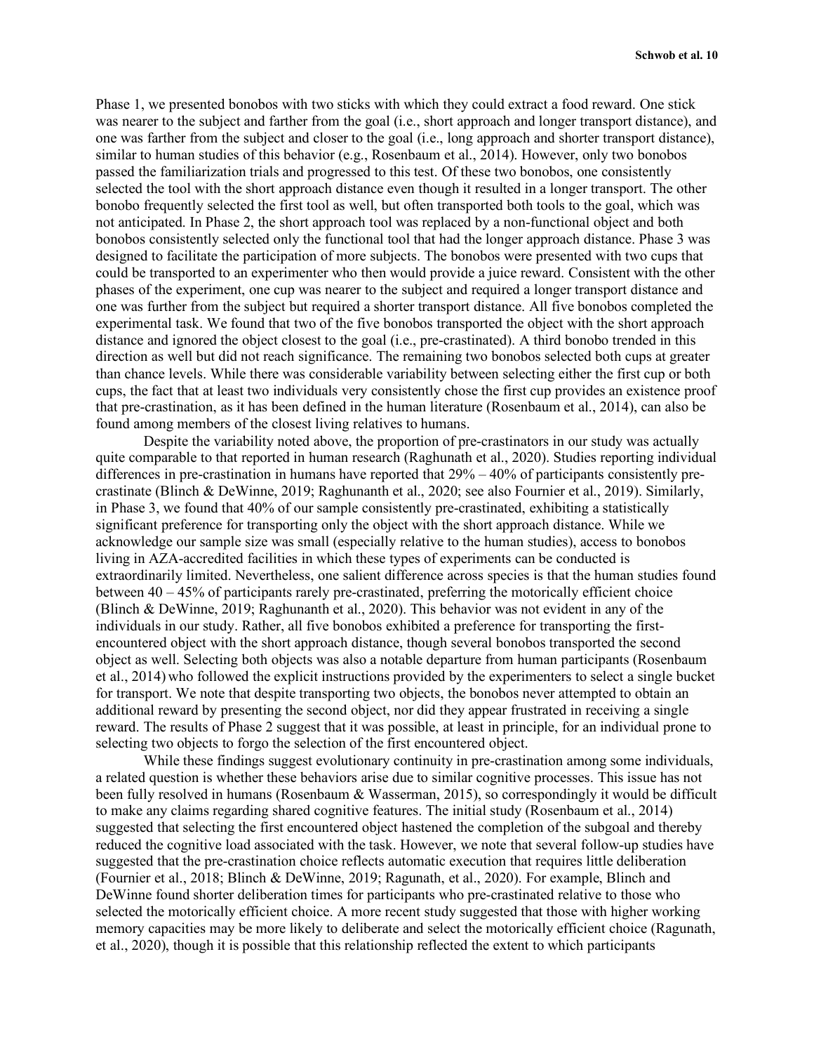Phase 1, we presented bonobos with two sticks with which they could extract a food reward. One stick was nearer to the subject and farther from the goal (i.e., short approach and longer transport distance), and one was farther from the subject and closer to the goal (i.e., long approach and shorter transport distance), similar to human studies of this behavior (e.g., Rosenbaum et al., 2014). However, only two bonobos passed the familiarization trials and progressed to this test. Of these two bonobos, one consistently selected the tool with the short approach distance even though it resulted in a longer transport. The other bonobo frequently selected the first tool as well, but often transported both tools to the goal, which was not anticipated. In Phase 2, the short approach tool was replaced by a non-functional object and both bonobos consistently selected only the functional tool that had the longer approach distance. Phase 3 was designed to facilitate the participation of more subjects. The bonobos were presented with two cups that could be transported to an experimenter who then would provide a juice reward. Consistent with the other phases of the experiment, one cup was nearer to the subject and required a longer transport distance and one was further from the subject but required a shorter transport distance. All five bonobos completed the experimental task. We found that two of the five bonobos transported the object with the short approach distance and ignored the object closest to the goal (i.e., pre-crastinated). A third bonobo trended in this direction as well but did not reach significance. The remaining two bonobos selected both cups at greater than chance levels. While there was considerable variability between selecting either the first cup or both cups, the fact that at least two individuals very consistently chose the first cup provides an existence proof that pre-crastination, as it has been defined in the human literature (Rosenbaum et al., 2014), can also be found among members of the closest living relatives to humans.

Despite the variability noted above, the proportion of pre-crastinators in our study was actually quite comparable to that reported in human research (Raghunanth et al., 2020). Studies reporting individual differences in pre-crastination in humans have reported that 29% – 40% of participants consistently pre-crastinate (Blinch & DeWinne, 2019; Raghunanth et al., 2020; see also Fournier et al., 2019). Similarly, in Phase 3, we found that 40% of our sample consistently pre-crastinated, exhibiting a statistically significant preference for transporting only the object with the short approach distance. While we acknowledge our sample size was small (especially relative to the human studies), access to bonobos living in AZA-accredited facilities in which these types of experiments can be conducted is extraordinarily limited. Nevertheless, one salient difference across species is that the human studies found between 40 – 45% of participants rarely pre-crastinated, preferring the motorically efficient choice (Blinch & DeWinne, 2019; Raghunanth et al., 2020). This behavior was not evident in any of the individuals in our study. Rather, all five bonobos exhibited a preference for transporting the first-encountered object with the short approach distance, though several bonobos transported the second object as well. Selecting both objects was also a notable departure from human participants (Rosenbaum et al., 2014) who followed the explicit instructions provided by the experimenters to select a single bucket for transport. We note that despite transporting two objects, the bonobos never attempted to obtain an additional reward by presenting the second object, nor did they appear frustrated in receiving a single reward. The results of Phase 2 suggest that it was possible, at least in principle, for an individual prone to selecting two objects to forgo the selection of the first encountered object.

While these findings suggest evolutionary continuity in pre-crastination among some individuals, a related question is whether these behaviors arise due to similar cognitive processes. This issue has not been fully resolved in humans (Rosenbaum & Wasserman, 2015), so correspondingly it would be difficult to make any claims regarding shared cognitive features. The initial study (Rosenbaum et al., 2014) suggested that selecting the first encountered object hastened the completion of the subgoal and thereby reduced the cognitive load associated with the task. However, we note that several follow-up studies have suggested that the pre-crastination choice reflects automatic execution that requires little deliberation (Fournier et al., 2018; Blinch & DeWinne, 2019; Ragunath, et al., 2020). For example, Blinch and DeWinne found shorter deliberation times for participants who pre-crastinated relative to those who selected the motorically efficient choice. A more recent study suggested that those with higher working memory capacities may be more likely to deliberate and select the motorically efficient choice (Ragunath, et al., 2020), though it is possible that this relationship reflected the extent to which participants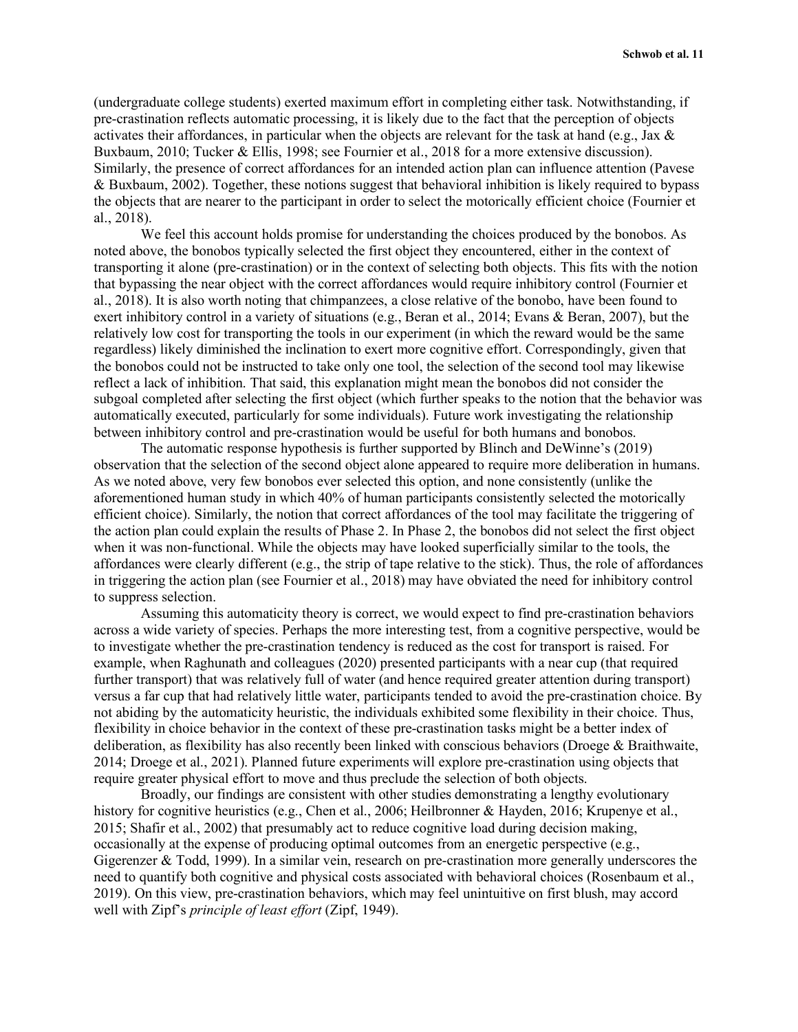(undergraduate college students) exerted maximum effort in completing either task. Notwithstanding, if pre-crastination reflects automatic processing, it is likely due to the fact that the perception of objects activates their affordances, in particular when the objects are relevant for the task at hand (e.g., Jax & Buxbaum, 2010; Tucker & Ellis, 1998; see Fournier et al., 2018 for a more extensive discussion). Similarly, the presence of correct affordances for an intended action plan can influence attention (Pavese & Buxbaum, 2002). Together, these notions suggest that behavioral inhibition is likely required to bypass the objects that are nearer to the participant in order to select the motorically efficient choice (Fournier et al., 2018).

We feel this account holds promise for understanding the choices produced by the bonobos. As noted above, the bonobos typically selected the first object they encountered, either in the context of transporting it alone (pre-crastination) or in the context of selecting both objects. This fits with the notion that bypassing the near object with the correct affordances would require inhibitory control (Fournier et al., 2018). It is also worth noting that chimpanzees, a close relative of the bonobo, have been found to exert inhibitory control in a variety of situations (e.g., Beran et al., 2014; Evans & Beran, 2007), but the relatively low cost for transporting the tools in our experiment (in which the reward would be the same regardless) likely diminished the inclination to exert more cognitive effort. Correspondingly, given that the bonobos could not be instructed to take only one tool, the selection of the second tool may likewise reflect a lack of inhibition. That said, this explanation might mean the bonobos did not consider the subgoal completed after selecting the first object (which further speaks to the notion that the behavior was automatically executed, particularly for some individuals). Future work investigating the relationship between inhibitory control and pre-crastination would be useful for both humans and bonobos.

The automatic response hypothesis is further supported by Blinch and DeWinne's (2019) observation that the selection of the second object alone appeared to require more deliberation in humans. As we noted above, very few bonobos ever selected this option, and none consistently (unlike the aforementioned human study in which 40% of human participants consistently selected the motorically efficient choice). Similarly, the notion that correct affordances of the tool may facilitate the triggering of the action plan could explain the results of Phase 2. In Phase 2, the bonobos did not select the first object when it was non-functional. While the objects may have looked superficially similar to the tools, the affordances were clearly different (e.g., the strip of tape relative to the stick). Thus, the role of affordances in triggering the action plan (see Fournier et al., 2018) may have obviated the need for inhibitory control to suppress selection.

Assuming this automaticity theory is correct, we would expect to find pre-crastination behaviors across a wide variety of species. Perhaps the more interesting test, from a cognitive perspective, would be to investigate whether the pre-crastination tendency is reduced as the cost for transport is raised. For example, when Raghunath and colleagues (2020) presented participants with a near cup (that required further transport) that was relatively full of water (and hence required greater attention during transport) versus a far cup that had relatively little water, participants tended to avoid the pre-crastination choice. By not abiding by the automaticity heuristic, the individuals exhibited some flexibility in their choice. Thus, flexibility in choice behavior in the context of these pre-crastination tasks might be a better index of deliberation, as flexibility has also recently been linked with conscious behaviors (Droege & Braithwaite, 2014; Droege et al., 2021). Planned future experiments will explore pre-crastination using objects that require greater physical effort to move and thus preclude the selection of both objects.

Broadly, our findings are consistent with other studies demonstrating a lengthy evolutionary history for cognitive heuristics (e.g., Chen et al., 2006; Heilbronner & Hayden, 2016; Krupenye et al., 2015; Shafir et al., 2002) that presumably act to reduce cognitive load during decision making, occasionally at the expense of producing optimal outcomes from an energetic perspective (e.g., Gigerenzer & Todd, 1999). In a similar vein, research on pre-crastination more generally underscores the need to quantify both cognitive and physical costs associated with behavioral choices (Rosenbaum et al., 2019). On this view, pre-crastination behaviors, which may feel unintuitive on first blush, may accord well with Zipf's *principle of least effort* (Zipf, 1949).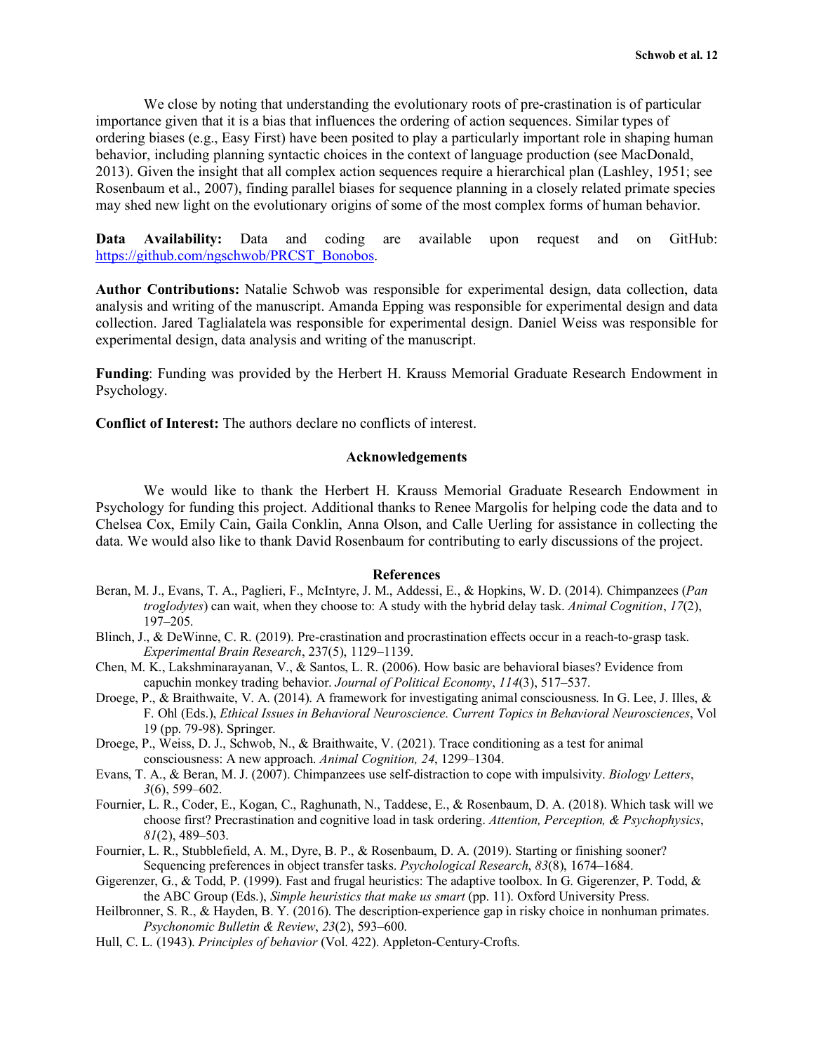We close by noting that understanding the evolutionary roots of pre-crastination is of particular importance given that it is a bias that influences the ordering of action sequences. Similar types of ordering biases (e.g., Easy First) have been posited to play a particularly important role in shaping human behavior, including planning syntactic choices in the context of language production (see MacDonald, 2013). Given the insight that all complex action sequences require a hierarchical plan (Lashley, 1951; see Rosenbaum et al., 2007), finding parallel biases for sequence planning in a closely related primate species may shed new light on the evolutionary origins of some of the most complex forms of human behavior.

**Data Availability:** Data and coding are available upon request and on GitHub: https://github.com/ngschwob/PRCST_Bonobos.

**Author Contributions:** Natalie Schwob was responsible for experimental design, data collection, data analysis and writing of the manuscript. Amanda Epping was responsible for experimental design and data collection. Jared Taglialatela was responsible for experimental design. Daniel Weiss was responsible for experimental design, data analysis and writing of the manuscript.

**Funding**: Funding was provided by the Herbert H. Krauss Memorial Graduate Research Endowment in Psychology.

**Conflict of Interest:** The authors declare no conflicts of interest.

## Acknowledgements

We would like to thank the Herbert H. Krauss Memorial Graduate Research Endowment in Psychology for funding this project. Additional thanks to Renee Margolis for helping code the data and to Chelsea Cox, Emily Cain, Gaila Conklin, Anna Olson, and Calle Uerling for assistance in collecting the data. We would also like to thank David Rosenbaum for contributing to early discussions of the project.

## References

Beran, M. J., Evans, T. A., Paglieri, F., McIntyre, J. M., Addessi, E., & Hopkins, W. D. (2014). Chimpanzees (*Pan troglodytes*) can wait, when they choose to: A study with the hybrid delay task. *Animal Cognition*, *17*(2), 197–205.

Blinch, J., & DeWinne, C. R. (2019). Pre-crastination and procrastination effects occur in a reach-to-grasp task. *Experimental Brain Research*, 237(5), 1129–1139.

Chen, M. K., Lakshminarayanan, V., & Santos, L. R. (2006). How basic are behavioral biases? Evidence from capuchin monkey trading behavior. *Journal of Political Economy*, *114*(3), 517–537.

Droege, P., & Braithwaite, V. A. (2014). A framework for investigating animal consciousness. In G. Lee, J. Illes, & F. Ohl (Eds.), *Ethical Issues in Behavioral Neuroscience. Current Topics in Behavioral Neurosciences*, Vol 19 (pp. 79-98). Springer.

Droege, P., Weiss, D. J., Schwob, N., & Braithwaite, V. (2021). Trace conditioning as a test for animal consciousness: A new approach. *Animal Cognition, 24*, 1299–1304.

Evans, T. A., & Beran, M. J. (2007). Chimpanzees use self-distraction to cope with impulsivity. *Biology Letters*, *3*(6), 599–602.

Fournier, L. R., Coder, E., Kogan, C., Raghunath, N., Taddese, E., & Rosenbaum, D. A. (2018). Which task will we choose first? Precrastination and cognitive load in task ordering. *Attention, Perception, & Psychophysics*, *81*(2), 489–503.

Fournier, L. R., Stubblefield, A. M., Dyre, B. P., & Rosenbaum, D. A. (2019). Starting or finishing sooner? Sequencing preferences in object transfer tasks. *Psychological Research*, *83*(8), 1674–1684.

Gigerenzer, G., & Todd, P. (1999). Fast and frugal heuristics: The adaptive toolbox. In G. Gigerenzer, P. Todd, & the ABC Group (Eds.), *Simple heuristics that make us smart* (pp. 11). Oxford University Press.

Heilbronner, S. R., & Hayden, B. Y. (2016). The description-experience gap in risky choice in nonhuman primates. *Psychonomic Bulletin & Review*, *23*(2), 593–600.

Hull, C. L. (1943). *Principles of behavior* (Vol. 422). Appleton-Century-Crofts.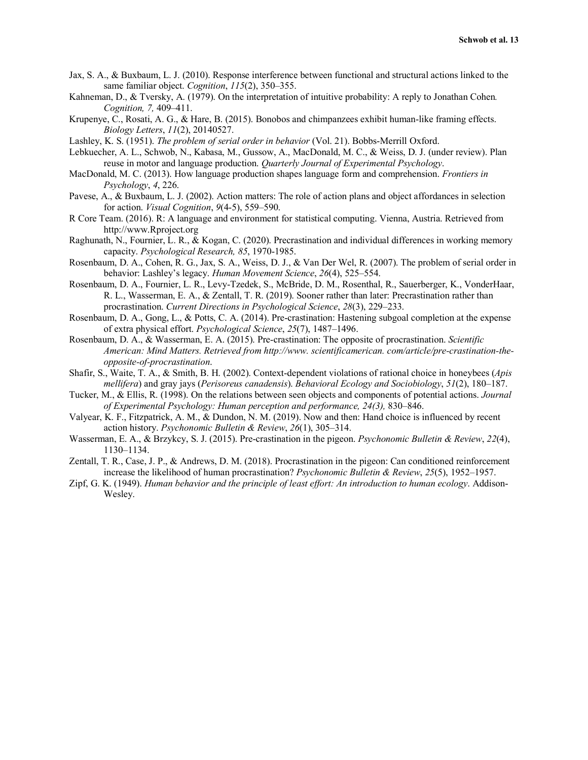Jax, S. A., & Buxbaum, L. J. (2010). Response interference between functional and structural actions linked to the same familiar object. *Cognition*, *115*(2), 350–355.

Kahneman, D., & Tversky, A. (1979). On the interpretation of intuitive probability: A reply to Jonathan Cohen*. Cognition, 7,* 409–411.

Krupenye, C., Rosati, A. G., & Hare, B. (2015). Bonobos and chimpanzees exhibit human-like framing effects. *Biology Letters*, *11*(2), 20140527.

Lashley, K. S. (1951). *The problem of serial order in behavior* (Vol. 21). Bobbs-Merrill Oxford.

Lebkuecher, A. L., Schwob, N., Kabasa, M., Gussow, A., MacDonald, M. C., & Weiss, D. J. (under review). Plan reuse in motor and language production. *Quarterly Journal of Experimental Psychology*.

MacDonald, M. C. (2013). How language production shapes language form and comprehension. *Frontiers in Psychology*, *4*, 226.

Pavese, A., & Buxbaum, L. J. (2002). Action matters: The role of action plans and object affordances in selection for action. *Visual Cognition*, *9*(4-5), 559–590.

R Core Team. (2016). R: A language and environment for statistical computing. Vienna, Austria. Retrieved from http://www.Rproject.org

Raghunath, N., Fournier, L. R., & Kogan, C. (2020). Precrastination and individual differences in working memory capacity. *Psychological Research, 85*, 1970-1985.

Rosenbaum, D. A., Cohen, R. G., Jax, S. A., Weiss, D. J., & Van Der Wel, R. (2007). The problem of serial order in behavior: Lashley's legacy. *Human Movement Science*, *26*(4), 525–554.

Rosenbaum, D. A., Fournier, L. R., Levy-Tzedek, S., McBride, D. M., Rosenthal, R., Sauerberger, K., VonderHaar, R. L., Wasserman, E. A., & Zentall, T. R. (2019). Sooner rather than later: Precrastination rather than procrastination. *Current Directions in Psychological Science*, *28*(3), 229–233.

Rosenbaum, D. A., Gong, L., & Potts, C. A. (2014). Pre-crastination: Hastening subgoal completion at the expense of extra physical effort. *Psychological Science*, *25*(7), 1487–1496.

Rosenbaum, D. A., & Wasserman, E. A. (2015). Pre-crastination: The opposite of procrastination. *Scientific American: Mind Matters. Retrieved from http://www. scientificamerican. com/article/pre-crastination-the-opposite-of-procrastination*.

Shafir, S., Waite, T. A., & Smith, B. H. (2002). Context-dependent violations of rational choice in honeybees (*Apis mellifera*) and gray jays (*Perisoreus canadensis*). *Behavioral Ecology and Sociobiology*, *51*(2), 180–187.

Tucker, M., & Ellis, R. (1998). On the relations between seen objects and components of potential actions. *Journal of Experimental Psychology: Human perception and performance, 24(3),* 830–846.

Valyear, K. F., Fitzpatrick, A. M., & Dundon, N. M. (2019). Now and then: Hand choice is influenced by recent action history. *Psychonomic Bulletin & Review*, *26*(1), 305–314.

Wasserman, E. A., & Brzykcy, S. J. (2015). Pre-crastination in the pigeon. *Psychonomic Bulletin & Review*, *22*(4), 1130–1134.

Zentall, T. R., Case, J. P., & Andrews, D. M. (2018). Procrastination in the pigeon: Can conditioned reinforcement increase the likelihood of human procrastination? *Psychonomic Bulletin & Review*, *25*(5), 1952–1957.

Zipf, G. K. (1949). *Human behavior and the principle of least effort: An introduction to human ecology*. Addison-Wesley.